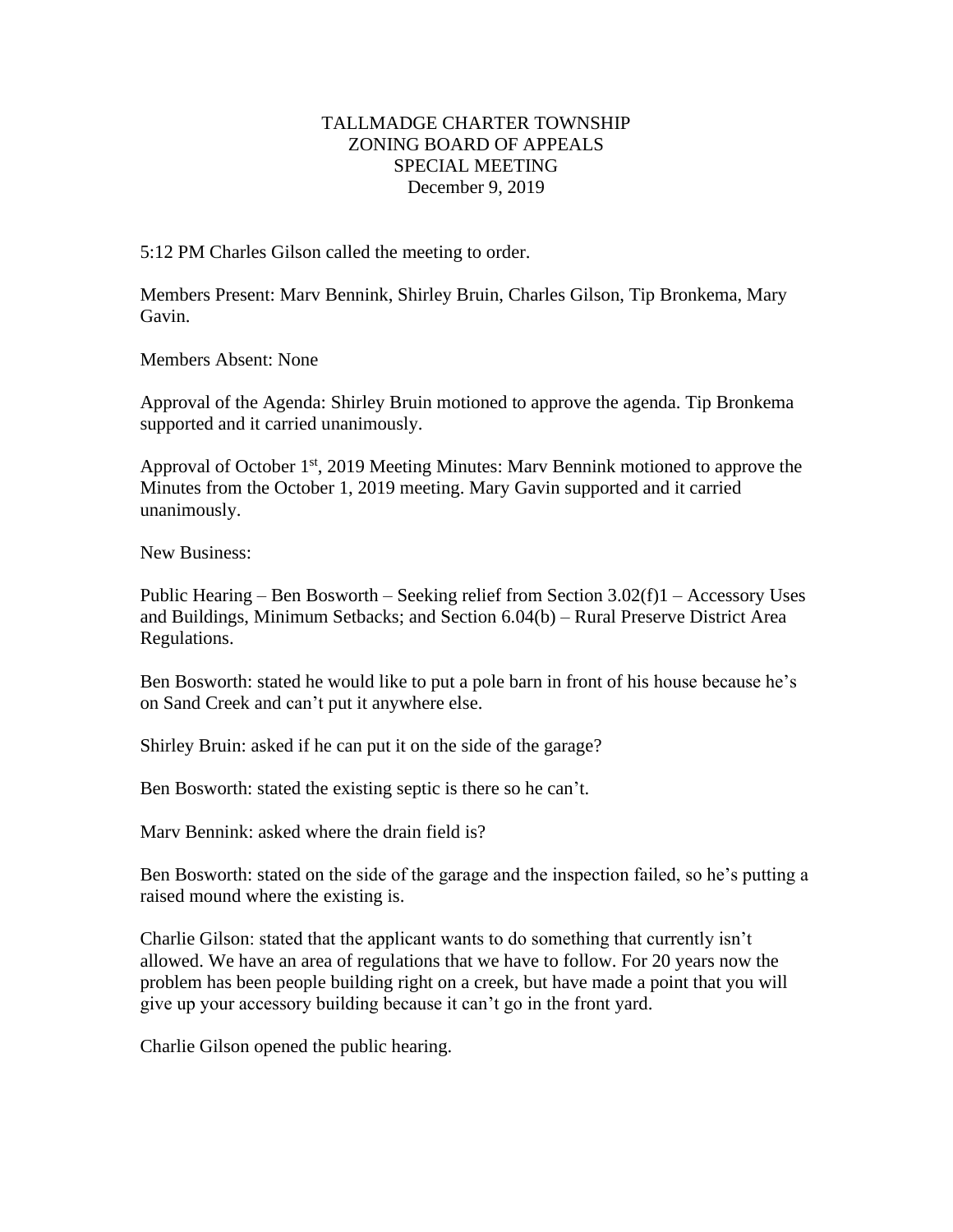# TALLMADGE CHARTER TOWNSHIP
## ZONING BOARD OF APPEALS
## SPECIAL MEETING
## December 9, 2019

5:12 PM Charles Gilson called the meeting to order.

Members Present: Marv Bennink, Shirley Bruin, Charles Gilson, Tip Bronkema, Mary Gavin.

Members Absent: None

Approval of the Agenda: Shirley Bruin motioned to approve the agenda. Tip Bronkema supported and it carried unanimously.

Approval of October 1st, 2019 Meeting Minutes: Marv Bennink motioned to approve the Minutes from the October 1, 2019 meeting. Mary Gavin supported and it carried unanimously.

New Business:

Public Hearing – Ben Bosworth – Seeking relief from Section 3.02(f)1 – Accessory Uses and Buildings, Minimum Setbacks; and Section 6.04(b) – Rural Preserve District Area Regulations.

Ben Bosworth: stated he would like to put a pole barn in front of his house because he's on Sand Creek and can't put it anywhere else.

Shirley Bruin: asked if he can put it on the side of the garage?

Ben Bosworth: stated the existing septic is there so he can't.

Marv Bennink: asked where the drain field is?

Ben Bosworth: stated on the side of the garage and the inspection failed, so he's putting a raised mound where the existing is.

Charlie Gilson: stated that the applicant wants to do something that currently isn't allowed. We have an area of regulations that we have to follow. For 20 years now the problem has been people building right on a creek, but have made a point that you will give up your accessory building because it can't go in the front yard.

Charlie Gilson opened the public hearing.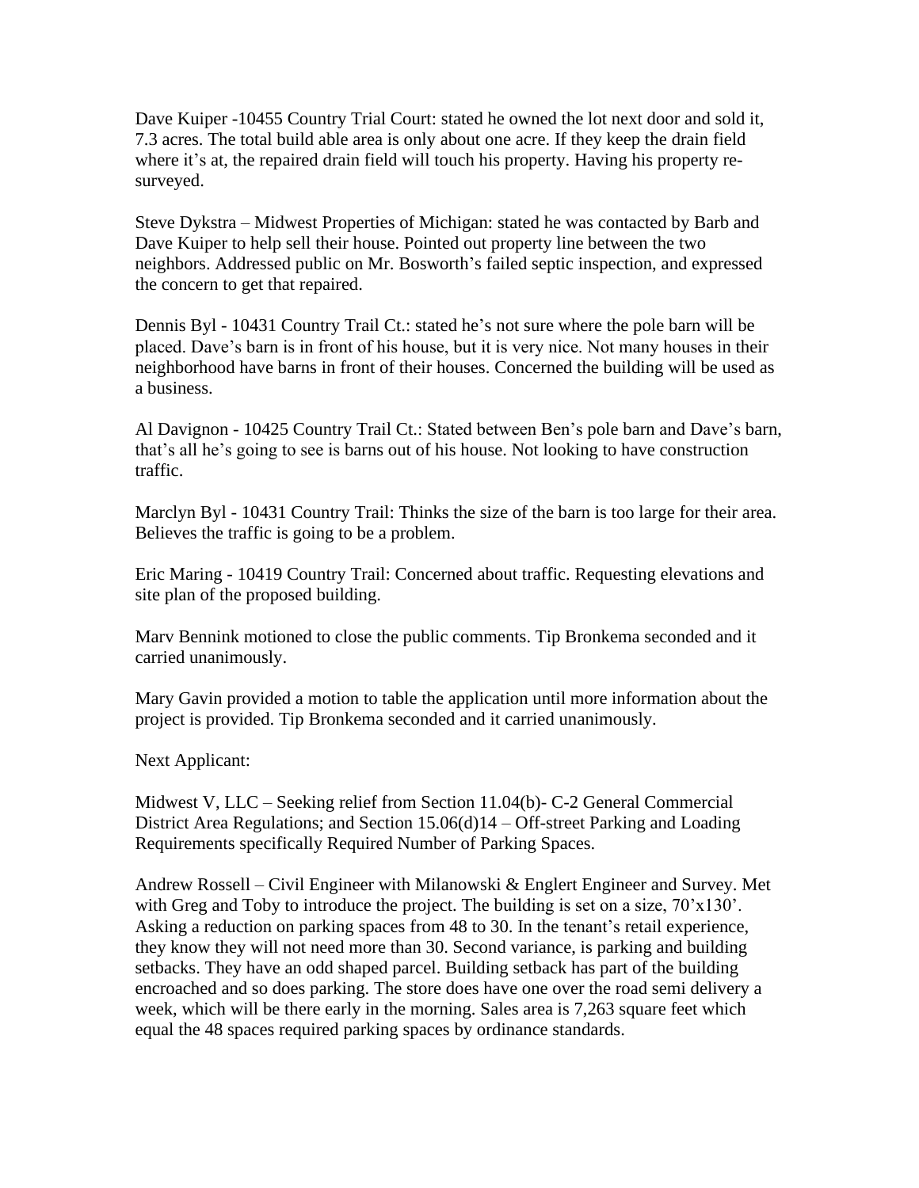Dave Kuiper -10455 Country Trial Court: stated he owned the lot next door and sold it, 7.3 acres. The total build able area is only about one acre. If they keep the drain field where it's at, the repaired drain field will touch his property. Having his property re-surveyed.

Steve Dykstra – Midwest Properties of Michigan: stated he was contacted by Barb and Dave Kuiper to help sell their house. Pointed out property line between the two neighbors. Addressed public on Mr. Bosworth's failed septic inspection, and expressed the concern to get that repaired.

Dennis Byl - 10431 Country Trail Ct.: stated he's not sure where the pole barn will be placed. Dave's barn is in front of his house, but it is very nice. Not many houses in their neighborhood have barns in front of their houses. Concerned the building will be used as a business.

Al Davignon - 10425 Country Trail Ct.: Stated between Ben's pole barn and Dave's barn, that's all he's going to see is barns out of his house. Not looking to have construction traffic.

Marclyn Byl - 10431 Country Trail: Thinks the size of the barn is too large for their area. Believes the traffic is going to be a problem.

Eric Maring - 10419 Country Trail: Concerned about traffic. Requesting elevations and site plan of the proposed building.

Marv Bennink motioned to close the public comments. Tip Bronkema seconded and it carried unanimously.

Mary Gavin provided a motion to table the application until more information about the project is provided. Tip Bronkema seconded and it carried unanimously.

Next Applicant:

Midwest V, LLC – Seeking relief from Section 11.04(b)- C-2 General Commercial District Area Regulations; and Section 15.06(d)14 – Off-street Parking and Loading Requirements specifically Required Number of Parking Spaces.

Andrew Rossell – Civil Engineer with Milanowski & Englert Engineer and Survey. Met with Greg and Toby to introduce the project. The building is set on a size, 70'x130'. Asking a reduction on parking spaces from 48 to 30. In the tenant's retail experience, they know they will not need more than 30. Second variance, is parking and building setbacks. They have an odd shaped parcel. Building setback has part of the building encroached and so does parking. The store does have one over the road semi delivery a week, which will be there early in the morning. Sales area is 7,263 square feet which equal the 48 spaces required parking spaces by ordinance standards.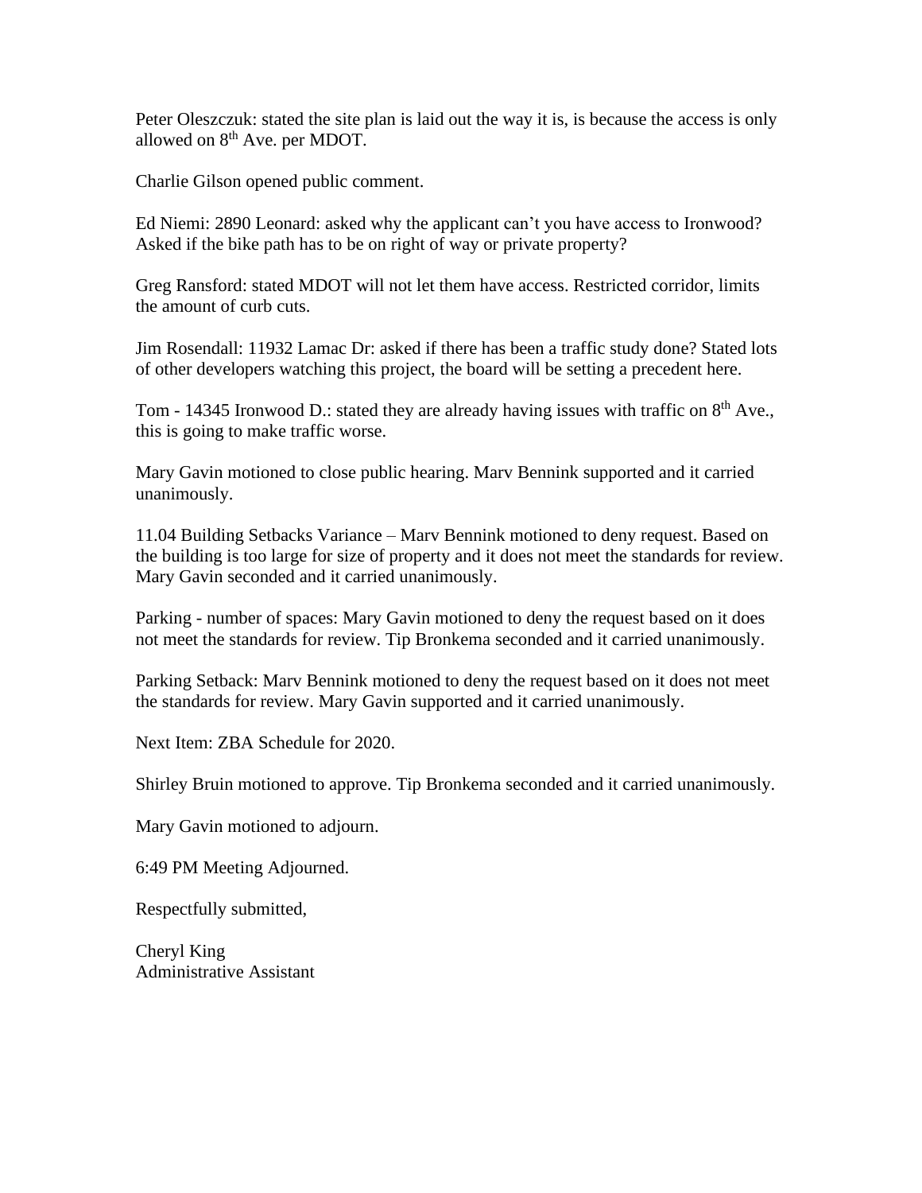Peter Oleszczuk: stated the site plan is laid out the way it is, is because the access is only allowed on 8th Ave. per MDOT.

Charlie Gilson opened public comment.

Ed Niemi: 2890 Leonard: asked why the applicant can't you have access to Ironwood? Asked if the bike path has to be on right of way or private property?

Greg Ransford: stated MDOT will not let them have access. Restricted corridor, limits the amount of curb cuts.

Jim Rosendall: 11932 Lamac Dr: asked if there has been a traffic study done? Stated lots of other developers watching this project, the board will be setting a precedent here.

Tom - 14345 Ironwood D.: stated they are already having issues with traffic on 8th Ave., this is going to make traffic worse.

Mary Gavin motioned to close public hearing. Marv Bennink supported and it carried unanimously.

11.04 Building Setbacks Variance – Marv Bennink motioned to deny request. Based on the building is too large for size of property and it does not meet the standards for review. Mary Gavin seconded and it carried unanimously.

Parking - number of spaces: Mary Gavin motioned to deny the request based on it does not meet the standards for review. Tip Bronkema seconded and it carried unanimously.

Parking Setback: Marv Bennink motioned to deny the request based on it does not meet the standards for review. Mary Gavin supported and it carried unanimously.

Next Item: ZBA Schedule for 2020.

Shirley Bruin motioned to approve. Tip Bronkema seconded and it carried unanimously.

Mary Gavin motioned to adjourn.

6:49 PM Meeting Adjourned.

Respectfully submitted,

Cheryl King
Administrative Assistant